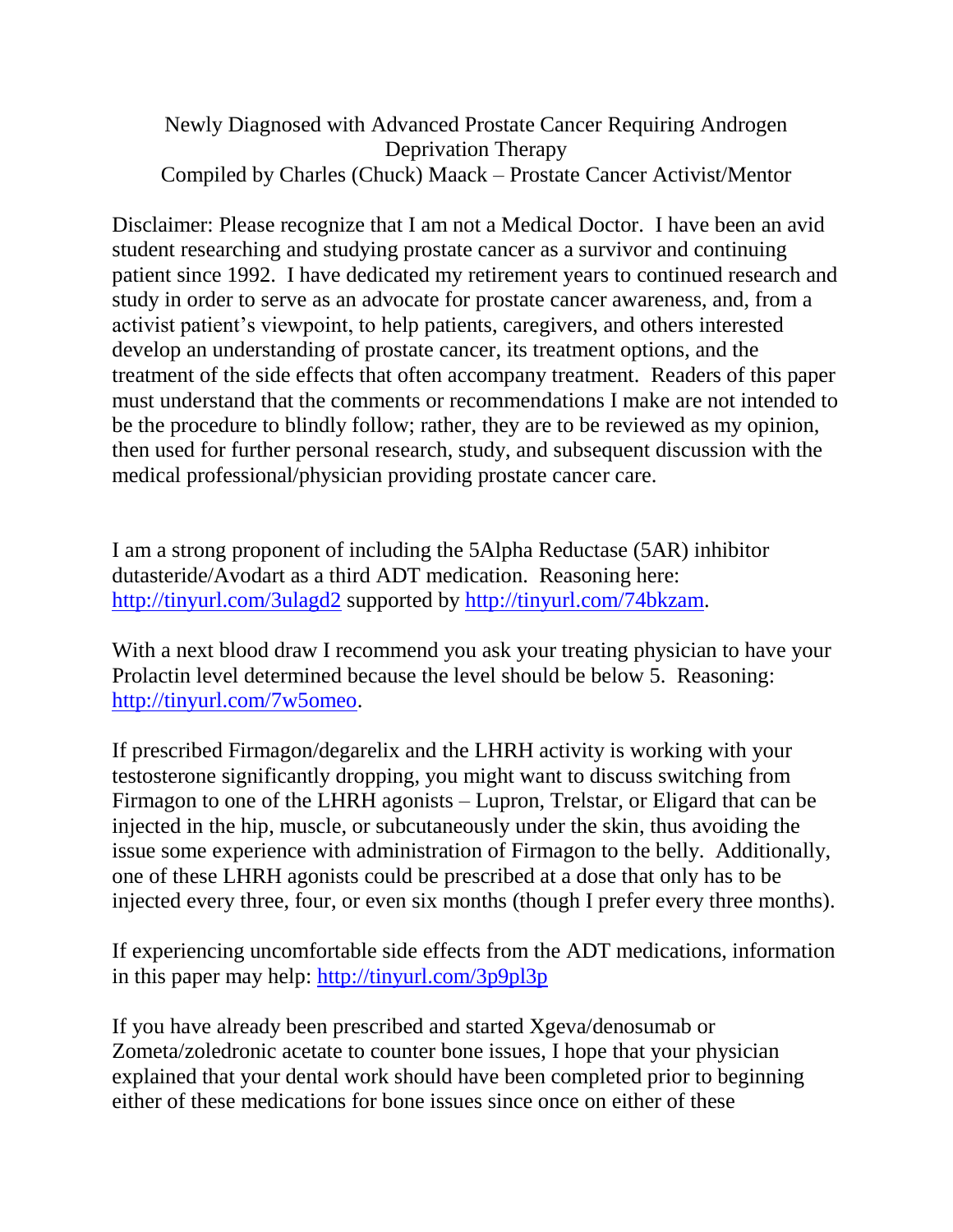# Newly Diagnosed with Advanced Prostate Cancer Requiring Androgen Deprivation Therapy

Compiled by Charles (Chuck) Maack – Prostate Cancer Activist/Mentor

Disclaimer: Please recognize that I am not a Medical Doctor. I have been an avid student researching and studying prostate cancer as a survivor and continuing patient since 1992. I have dedicated my retirement years to continued research and study in order to serve as an advocate for prostate cancer awareness, and, from a activist patient's viewpoint, to help patients, caregivers, and others interested develop an understanding of prostate cancer, its treatment options, and the treatment of the side effects that often accompany treatment. Readers of this paper must understand that the comments or recommendations I make are not intended to be the procedure to blindly follow; rather, they are to be reviewed as my opinion, then used for further personal research, study, and subsequent discussion with the medical professional/physician providing prostate cancer care.

I am a strong proponent of including the 5Alpha Reductase (5AR) inhibitor dutasteride/Avodart as a third ADT medication. Reasoning here: http://tinyurl.com/3ulagd2 supported by http://tinyurl.com/74bkzam.

With a next blood draw I recommend you ask your treating physician to have your Prolactin level determined because the level should be below 5. Reasoning: http://tinyurl.com/7w5omeo.

If prescribed Firmagon/degarelix and the LHRH activity is working with your testosterone significantly dropping, you might want to discuss switching from Firmagon to one of the LHRH agonists – Lupron, Trelstar, or Eligard that can be injected in the hip, muscle, or subcutaneously under the skin, thus avoiding the issue some experience with administration of Firmagon to the belly. Additionally, one of these LHRH agonists could be prescribed at a dose that only has to be injected every three, four, or even six months (though I prefer every three months).

If experiencing uncomfortable side effects from the ADT medications, information in this paper may help: http://tinyurl.com/3p9pl3p

If you have already been prescribed and started Xgeva/denosumab or Zometa/zoledronic acetate to counter bone issues, I hope that your physician explained that your dental work should have been completed prior to beginning either of these medications for bone issues since once on either of these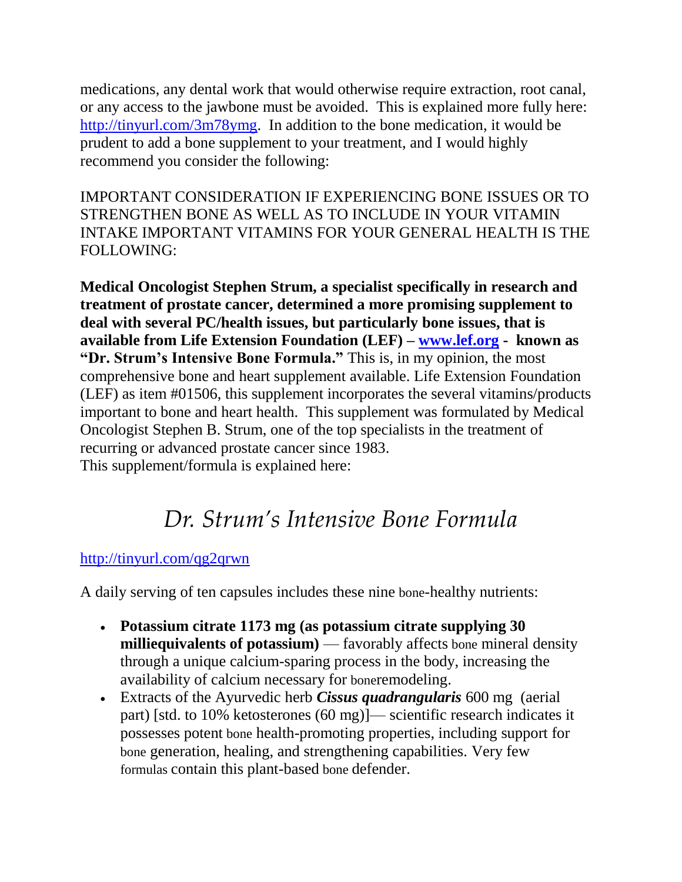medications, any dental work that would otherwise require extraction, root canal, or any access to the jawbone must be avoided. This is explained more fully here: http://tinyurl.com/3m78ymg. In addition to the bone medication, it would be prudent to add a bone supplement to your treatment, and I would highly recommend you consider the following:

IMPORTANT CONSIDERATION IF EXPERIENCING BONE ISSUES OR TO STRENGTHEN BONE AS WELL AS TO INCLUDE IN YOUR VITAMIN INTAKE IMPORTANT VITAMINS FOR YOUR GENERAL HEALTH IS THE FOLLOWING:

**Medical Oncologist Stephen Strum, a specialist specifically in research and treatment of prostate cancer, determined a more promising supplement to deal with several PC/health issues, but particularly bone issues, that is available from Life Extension Foundation (LEF) – www.lef.org - known as "Dr. Strum's Intensive Bone Formula."** This is, in my opinion, the most comprehensive bone and heart supplement available. Life Extension Foundation (LEF) as item #01506, this supplement incorporates the several vitamins/products important to bone and heart health. This supplement was formulated by Medical Oncologist Stephen B. Strum, one of the top specialists in the treatment of recurring or advanced prostate cancer since 1983.
This supplement/formula is explained here:

# *Dr. Strum's Intensive Bone Formula*

http://tinyurl.com/qg2qrwn

A daily serving of ten capsules includes these nine bone-healthy nutrients:

- **Potassium citrate 1173 mg (as potassium citrate supplying 30 milliequivalents of potassium)** — favorably affects bone mineral density through a unique calcium-sparing process in the body, increasing the availability of calcium necessary for boneremodeling.
- Extracts of the Ayurvedic herb ***Cissus quadrangularis*** 600 mg (aerial part) [std. to 10% ketosterones (60 mg)]— scientific research indicates it possesses potent bone health-promoting properties, including support for bone generation, healing, and strengthening capabilities. Very few formulas contain this plant-based bone defender.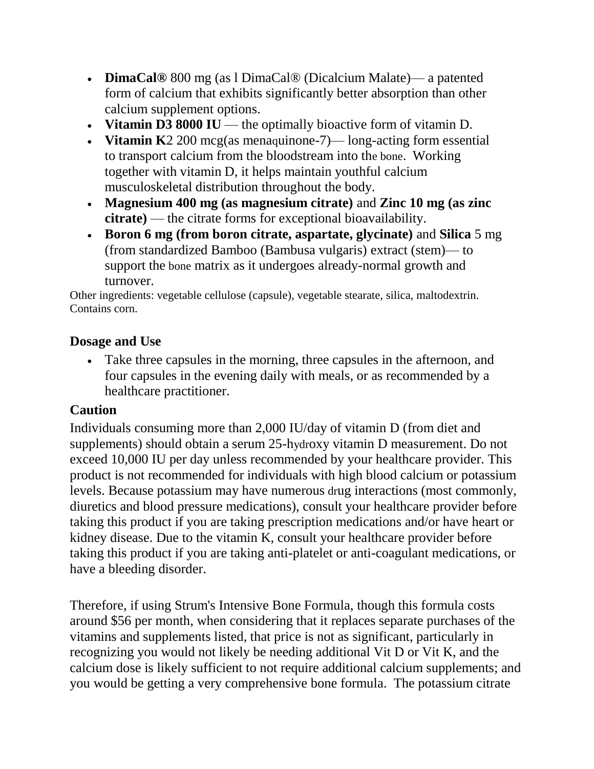- **DimaCal®** 800 mg (as l DimaCal® (Dicalcium Malate)— a patented form of calcium that exhibits significantly better absorption than other calcium supplement options.
- **Vitamin D3 8000 IU** — the optimally bioactive form of vitamin D.
- **Vitamin K**2 200 mcg(as menaquinone-7)— long-acting form essential to transport calcium from the bloodstream into the bone. Working together with vitamin D, it helps maintain youthful calcium musculoskeletal distribution throughout the body.
- **Magnesium 400 mg (as magnesium citrate)** and **Zinc 10 mg (as zinc citrate)** — the citrate forms for exceptional bioavailability.
- **Boron 6 mg (from boron citrate, aspartate, glycinate)** and **Silica** 5 mg (from standardized Bamboo (Bambusa vulgaris) extract (stem)— to support the bone matrix as it undergoes already-normal growth and turnover.

Other ingredients: vegetable cellulose (capsule), vegetable stearate, silica, maltodextrin. Contains corn.

### Dosage and Use

- Take three capsules in the morning, three capsules in the afternoon, and four capsules in the evening daily with meals, or as recommended by a healthcare practitioner.

### Caution

Individuals consuming more than 2,000 IU/day of vitamin D (from diet and supplements) should obtain a serum 25-hydroxy vitamin D measurement. Do not exceed 10,000 IU per day unless recommended by your healthcare provider. This product is not recommended for individuals with high blood calcium or potassium levels. Because potassium may have numerous drug interactions (most commonly, diuretics and blood pressure medications), consult your healthcare provider before taking this product if you are taking prescription medications and/or have heart or kidney disease. Due to the vitamin K, consult your healthcare provider before taking this product if you are taking anti-platelet or anti-coagulant medications, or have a bleeding disorder.

Therefore, if using Strum's Intensive Bone Formula, though this formula costs around $56 per month, when considering that it replaces separate purchases of the vitamins and supplements listed, that price is not as significant, particularly in recognizing you would not likely be needing additional Vit D or Vit K, and the calcium dose is likely sufficient to not require additional calcium supplements; and you would be getting a very comprehensive bone formula. The potassium citrate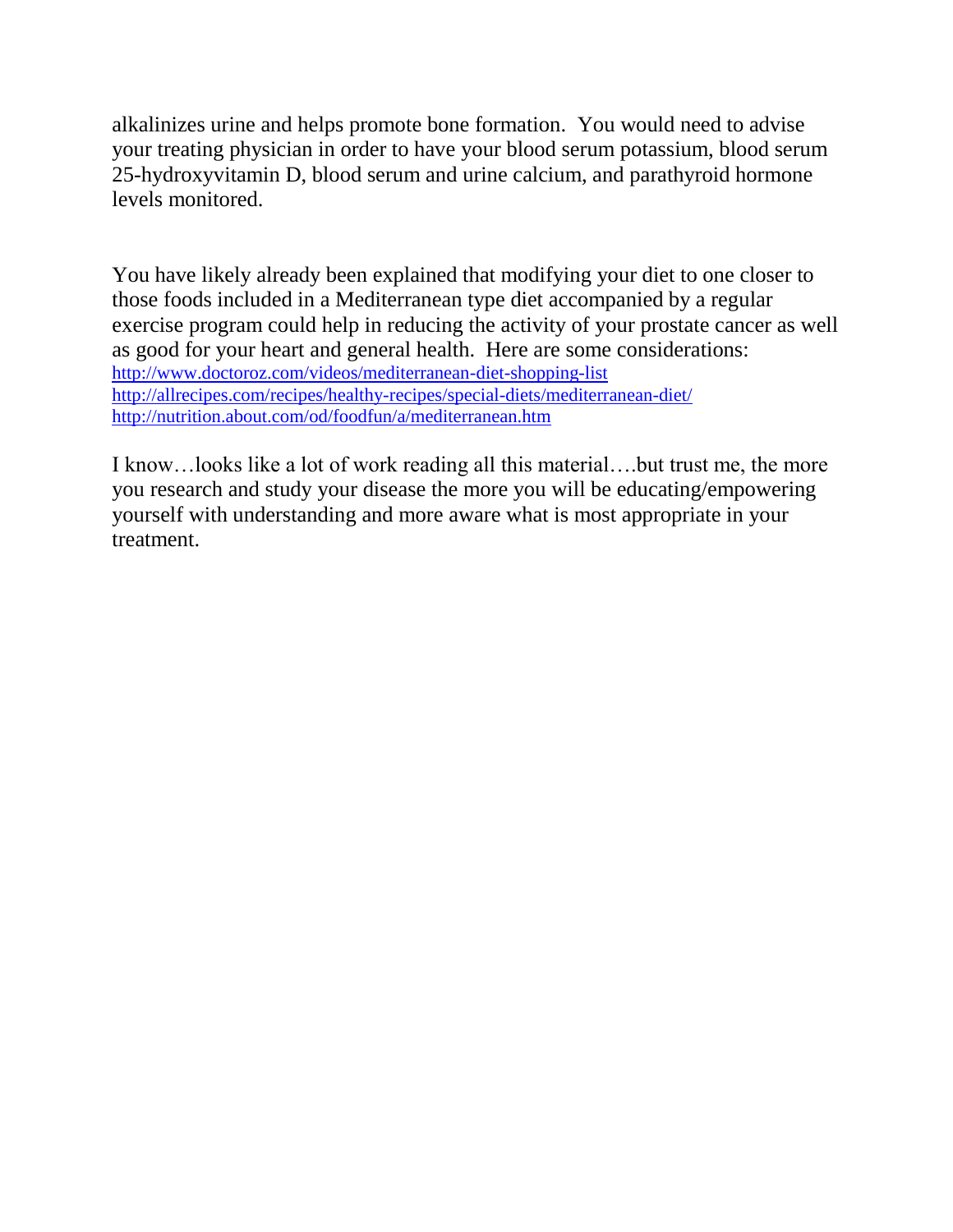alkalinizes urine and helps promote bone formation. You would need to advise your treating physician in order to have your blood serum potassium, blood serum 25-hydroxyvitamin D, blood serum and urine calcium, and parathyroid hormone levels monitored.

You have likely already been explained that modifying your diet to one closer to those foods included in a Mediterranean type diet accompanied by a regular exercise program could help in reducing the activity of your prostate cancer as well as good for your heart and general health. Here are some considerations:
http://www.doctoroz.com/videos/mediterranean-diet-shopping-list
http://allrecipes.com/recipes/healthy-recipes/special-diets/mediterranean-diet/
http://nutrition.about.com/od/foodfun/a/mediterranean.htm

I know…looks like a lot of work reading all this material….but trust me, the more you research and study your disease the more you will be educating/empowering yourself with understanding and more aware what is most appropriate in your treatment.